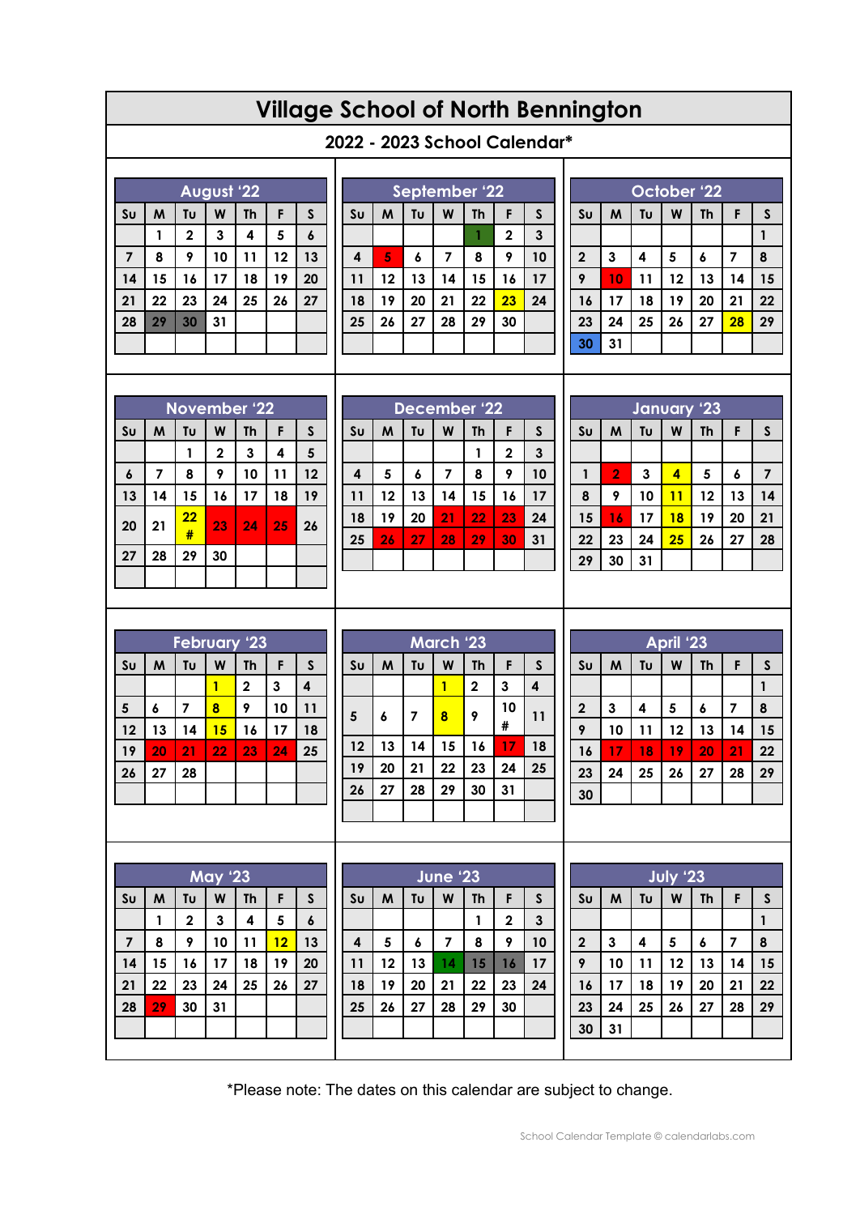# Village School of North Bennington

## 2022 - 2023 School Calendar*

### August '22

| Su | M | Tu | W | Th | F | S |
|---|---|---|---|---|---|---|
| | 1 | 2 | 3 | 4 | 5 | 6 |
| 7 | 8 | 9 | 10 | 11 | 12 | 13 |
| 14 | 15 | 16 | 17 | 18 | 19 | 20 |
| 21 | 22 | 23 | 24 | 25 | 26 | 27 |
| 28 | 29 | 30 | 31 | | | |

### September '22

| Su | M | Tu | W | Th | F | S |
|---|---|---|---|---|---|---|
| | | | | 1 | 2 | 3 |
| 4 | 5 | 6 | 7 | 8 | 9 | 10 |
| 11 | 12 | 13 | 14 | 15 | 16 | 17 |
| 18 | 19 | 20 | 21 | 22 | 23 | 24 |
| 25 | 26 | 27 | 28 | 29 | 30 | |

### October '22

| Su | M | Tu | W | Th | F | S |
|---|---|---|---|---|---|---|
| | | | | | | 1 |
| 2 | 3 | 4 | 5 | 6 | 7 | 8 |
| 9 | 10 | 11 | 12 | 13 | 14 | 15 |
| 16 | 17 | 18 | 19 | 20 | 21 | 22 |
| 23 | 24 | 25 | 26 | 27 | 28 | 29 |
| 30 | 31 | | | | | |

### November '22

| Su | M | Tu | W | Th | F | S |
|---|---|---|---|---|---|---|
| | | 1 | 2 | 3 | 4 | 5 |
| 6 | 7 | 8 | 9 | 10 | 11 | 12 |
| 13 | 14 | 15 | 16 | 17 | 18 | 19 |
| 20 | 21 | 22 # | 23 | 24 | 25 | 26 |
| 27 | 28 | 29 | 30 | | | |

### December '22

| Su | M | Tu | W | Th | F | S |
|---|---|---|---|---|---|---|
| | | | | 1 | 2 | 3 |
| 4 | 5 | 6 | 7 | 8 | 9 | 10 |
| 11 | 12 | 13 | 14 | 15 | 16 | 17 |
| 18 | 19 | 20 | 21 | 22 | 23 | 24 |
| 25 | 26 | 27 | 28 | 29 | 30 | 31 |

### January '23

| Su | M | Tu | W | Th | F | S |
|---|---|---|---|---|---|---|
| 1 | 2 | 3 | 4 | 5 | 6 | 7 |
| 8 | 9 | 10 | 11 | 12 | 13 | 14 |
| 15 | 16 | 17 | 18 | 19 | 20 | 21 |
| 22 | 23 | 24 | 25 | 26 | 27 | 28 |
| 29 | 30 | 31 | | | | |

### February '23

| Su | M | Tu | W | Th | F | S |
|---|---|---|---|---|---|---|
| | | | 1 | 2 | 3 | 4 |
| 5 | 6 | 7 | 8 | 9 | 10 | 11 |
| 12 | 13 | 14 | 15 | 16 | 17 | 18 |
| 19 | 20 | 21 | 22 | 23 | 24 | 25 |
| 26 | 27 | 28 | | | | |

### March '23

| Su | M | Tu | W | Th | F | S |
|---|---|---|---|---|---|---|
| | | | 1 | 2 | 3 | 4 |
| 5 | 6 | 7 | 8 | 9 | 10 # | 11 |
| 12 | 13 | 14 | 15 | 16 | 17 | 18 |
| 19 | 20 | 21 | 22 | 23 | 24 | 25 |
| 26 | 27 | 28 | 29 | 30 | 31 | |

### April '23

| Su | M | Tu | W | Th | F | S |
|---|---|---|---|---|---|---|
| | | | | | | 1 |
| 2 | 3 | 4 | 5 | 6 | 7 | 8 |
| 9 | 10 | 11 | 12 | 13 | 14 | 15 |
| 16 | 17 | 18 | 19 | 20 | 21 | 22 |
| 23 | 24 | 25 | 26 | 27 | 28 | 29 |
| 30 | | | | | | |

### May '23

| Su | M | Tu | W | Th | F | S |
|---|---|---|---|---|---|---|
| | 1 | 2 | 3 | 4 | 5 | 6 |
| 7 | 8 | 9 | 10 | 11 | 12 | 13 |
| 14 | 15 | 16 | 17 | 18 | 19 | 20 |
| 21 | 22 | 23 | 24 | 25 | 26 | 27 |
| 28 | 29 | 30 | 31 | | | |

### June '23

| Su | M | Tu | W | Th | F | S |
|---|---|---|---|---|---|---|
| | | | | 1 | 2 | 3 |
| 4 | 5 | 6 | 7 | 8 | 9 | 10 |
| 11 | 12 | 13 | 14 | 15 | 16 | 17 |
| 18 | 19 | 20 | 21 | 22 | 23 | 24 |
| 25 | 26 | 27 | 28 | 29 | 30 | |

### July '23

| Su | M | Tu | W | Th | F | S |
|---|---|---|---|---|---|---|
| | | | | | | 1 |
| 2 | 3 | 4 | 5 | 6 | 7 | 8 |
| 9 | 10 | 11 | 12 | 13 | 14 | 15 |
| 16 | 17 | 18 | 19 | 20 | 21 | 22 |
| 23 | 24 | 25 | 26 | 27 | 28 | 29 |
| 30 | 31 | | | | | |

*Please note: The dates on this calendar are subject to change.

School Calendar Template © calendarlabs.com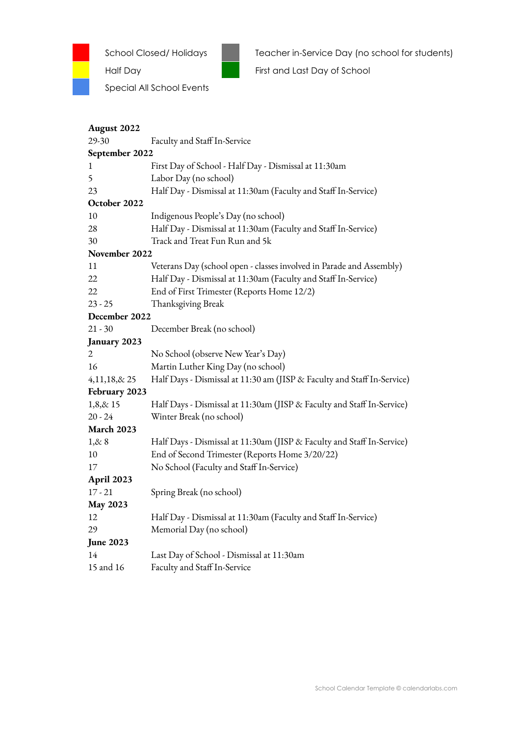| | | | |
|---|---|---|---|
| | School Closed/ Holidays | | Teacher in-Service Day (no school for students) |
| | Half Day | | First and Last Day of School |
| | Special All School Events | | |

| | |
|---|---|
| **August 2022** | |
| 29-30 | Faculty and Staff In-Service |
| **September 2022** | |
| 1 | First Day of School - Half Day - Dismissal at 11:30am |
| 5 | Labor Day (no school) |
| 23 | Half Day - Dismissal at 11:30am (Faculty and Staff In-Service) |
| **October 2022** | |
| 10 | Indigenous People's Day (no school) |
| 28 | Half Day - Dismissal at 11:30am (Faculty and Staff In-Service) |
| 30 | Track and Treat Fun Run and 5k |
| **November 2022** | |
| 11 | Veterans Day (school open - classes involved in Parade and Assembly) |
| 22 | Half Day - Dismissal at 11:30am (Faculty and Staff In-Service) |
| 22 | End of First Trimester (Reports Home 12/2) |
| 23 - 25 | Thanksgiving Break |
| **December 2022** | |
| 21 - 30 | December Break (no school) |
| **January 2023** | |
| 2 | No School (observe New Year's Day) |
| 16 | Martin Luther King Day (no school) |
| 4,11,18,& 25 | Half Days - Dismissal at 11:30 am (JISP & Faculty and Staff In-Service) |
| **February 2023** | |
| 1,8,& 15 | Half Days - Dismissal at 11:30am (JISP & Faculty and Staff In-Service) |
| 20 - 24 | Winter Break (no school) |
| **March 2023** | |
| 1,& 8 | Half Days - Dismissal at 11:30am (JISP & Faculty and Staff In-Service) |
| 10 | End of Second Trimester (Reports Home 3/20/22) |
| 17 | No School (Faculty and Staff In-Service) |
| **April 2023** | |
| 17 - 21 | Spring Break (no school) |
| **May 2023** | |
| 12 | Half Day - Dismissal at 11:30am (Faculty and Staff In-Service) |
| 29 | Memorial Day (no school) |
| **June 2023** | |
| 14 | Last Day of School - Dismissal at 11:30am |
| 15 and 16 | Faculty and Staff In-Service |